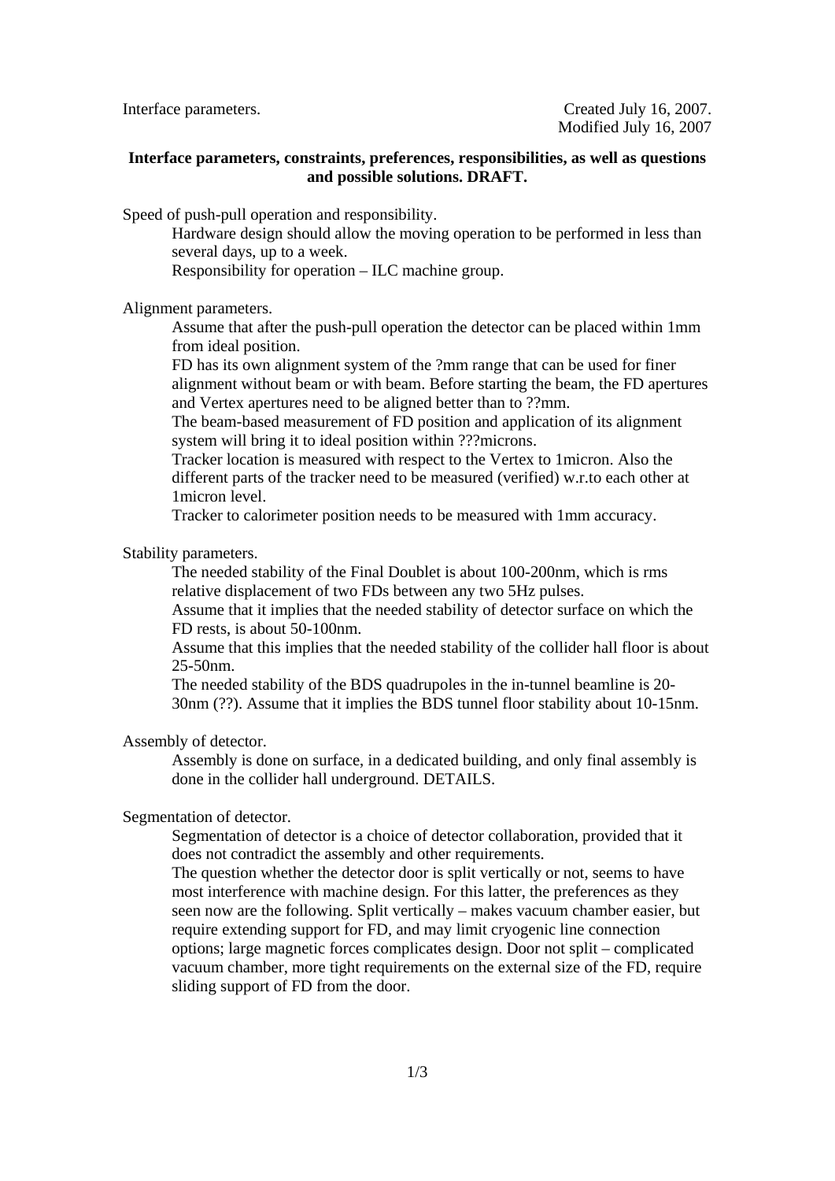Interface parameters. Created July 16, 2007.
Modified July 16, 2007

**Interface parameters, constraints, preferences, responsibilities, as well as questions and possible solutions. DRAFT.**

Speed of push-pull operation and responsibility.

Hardware design should allow the moving operation to be performed in less than several days, up to a week.

Responsibility for operation – ILC machine group.

Alignment parameters.

Assume that after the push-pull operation the detector can be placed within 1mm from ideal position.

FD has its own alignment system of the ?mm range that can be used for finer alignment without beam or with beam. Before starting the beam, the FD apertures and Vertex apertures need to be aligned better than to ??mm.

The beam-based measurement of FD position and application of its alignment system will bring it to ideal position within ???microns.

Tracker location is measured with respect to the Vertex to 1micron. Also the different parts of the tracker need to be measured (verified) w.r.to each other at 1micron level.

Tracker to calorimeter position needs to be measured with 1mm accuracy.

Stability parameters.

The needed stability of the Final Doublet is about 100-200nm, which is rms relative displacement of two FDs between any two 5Hz pulses.

Assume that it implies that the needed stability of detector surface on which the FD rests, is about 50-100nm.

Assume that this implies that the needed stability of the collider hall floor is about 25-50nm.

The needed stability of the BDS quadrupoles in the in-tunnel beamline is 20-30nm (??). Assume that it implies the BDS tunnel floor stability about 10-15nm.

Assembly of detector.

Assembly is done on surface, in a dedicated building, and only final assembly is done in the collider hall underground. DETAILS.

Segmentation of detector.

Segmentation of detector is a choice of detector collaboration, provided that it does not contradict the assembly and other requirements.

The question whether the detector door is split vertically or not, seems to have most interference with machine design. For this latter, the preferences as they seen now are the following. Split vertically – makes vacuum chamber easier, but require extending support for FD, and may limit cryogenic line connection options; large magnetic forces complicates design. Door not split – complicated vacuum chamber, more tight requirements on the external size of the FD, require sliding support of FD from the door.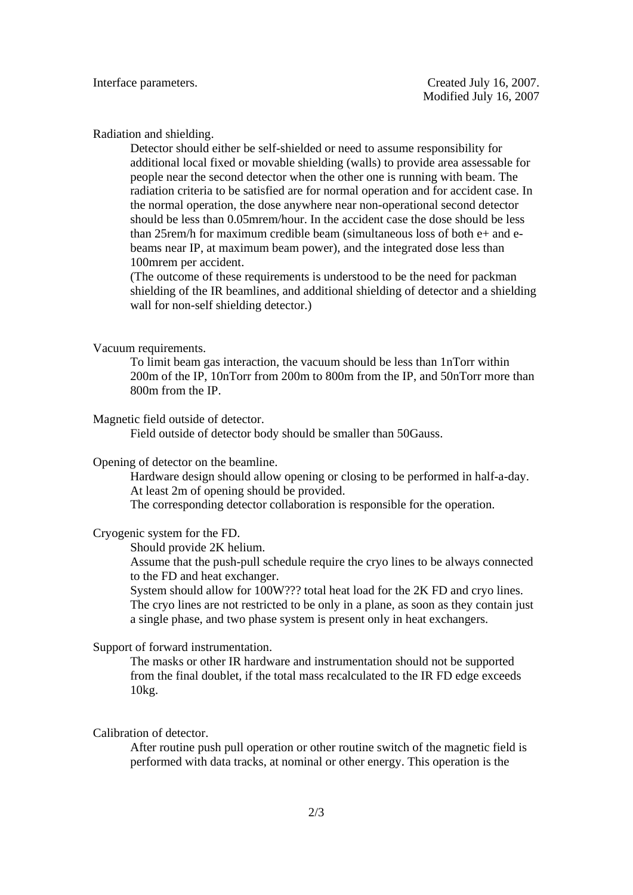Interface parameters.

Created July 16, 2007.
Modified July 16, 2007

Radiation and shielding.

Detector should either be self-shielded or need to assume responsibility for additional local fixed or movable shielding (walls) to provide area assessable for people near the second detector when the other one is running with beam. The radiation criteria to be satisfied are for normal operation and for accident case. In the normal operation, the dose anywhere near non-operational second detector should be less than 0.05mrem/hour. In the accident case the dose should be less than 25rem/h for maximum credible beam (simultaneous loss of both e+ and e- beams near IP, at maximum beam power), and the integrated dose less than 100mrem per accident.

(The outcome of these requirements is understood to be the need for packman shielding of the IR beamlines, and additional shielding of detector and a shielding wall for non-self shielding detector.)

Vacuum requirements.

To limit beam gas interaction, the vacuum should be less than 1nTorr within 200m of the IP, 10nTorr from 200m to 800m from the IP, and 50nTorr more than 800m from the IP.

Magnetic field outside of detector.

Field outside of detector body should be smaller than 50Gauss.

Opening of detector on the beamline.

Hardware design should allow opening or closing to be performed in half-a-day.
At least 2m of opening should be provided.
The corresponding detector collaboration is responsible for the operation.

Cryogenic system for the FD.

Should provide 2K helium.
Assume that the push-pull schedule require the cryo lines to be always connected to the FD and heat exchanger.
System should allow for 100W??? total heat load for the 2K FD and cryo lines.
The cryo lines are not restricted to be only in a plane, as soon as they contain just a single phase, and two phase system is present only in heat exchangers.

Support of forward instrumentation.

The masks or other IR hardware and instrumentation should not be supported from the final doublet, if the total mass recalculated to the IR FD edge exceeds 10kg.

Calibration of detector.

After routine push pull operation or other routine switch of the magnetic field is performed with data tracks, at nominal or other energy. This operation is the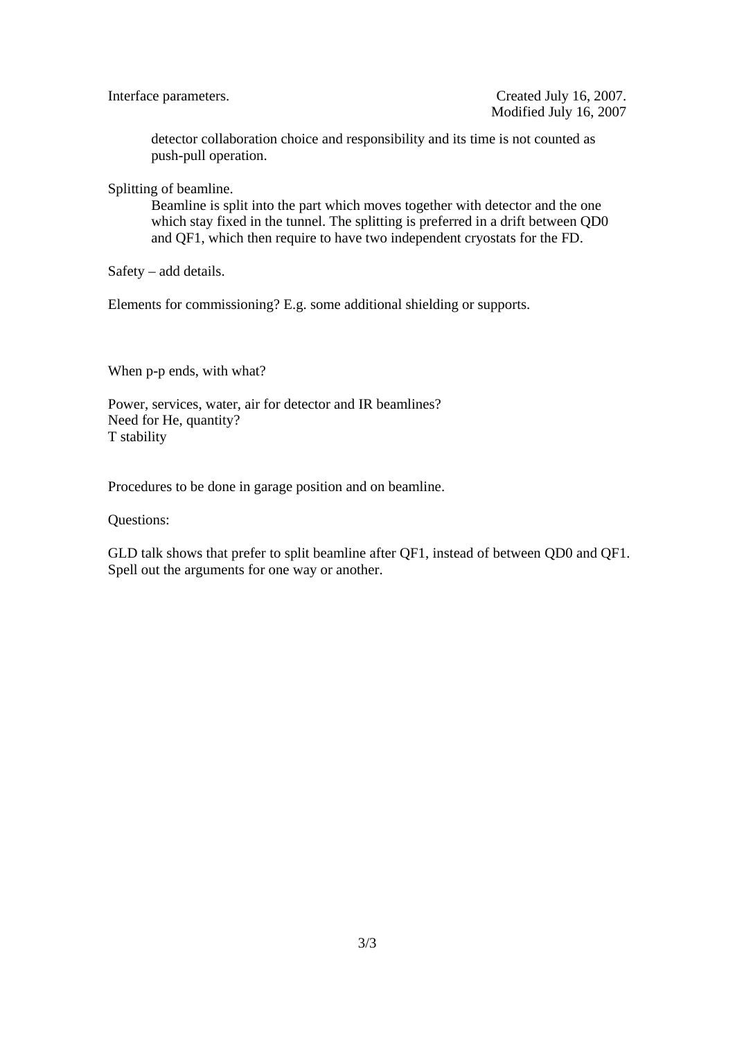detector collaboration choice and responsibility and its time is not counted as push-pull operation.

Splitting of beamline.

Beamline is split into the part which moves together with detector and the one which stay fixed in the tunnel. The splitting is preferred in a drift between QD0 and QF1, which then require to have two independent cryostats for the FD.

Safety – add details.

Elements for commissioning? E.g. some additional shielding or supports.

When p-p ends, with what?

Power, services, water, air for detector and IR beamlines?
Need for He, quantity?
T stability

Procedures to be done in garage position and on beamline.

Questions:

GLD talk shows that prefer to split beamline after QF1, instead of between QD0 and QF1. Spell out the arguments for one way or another.